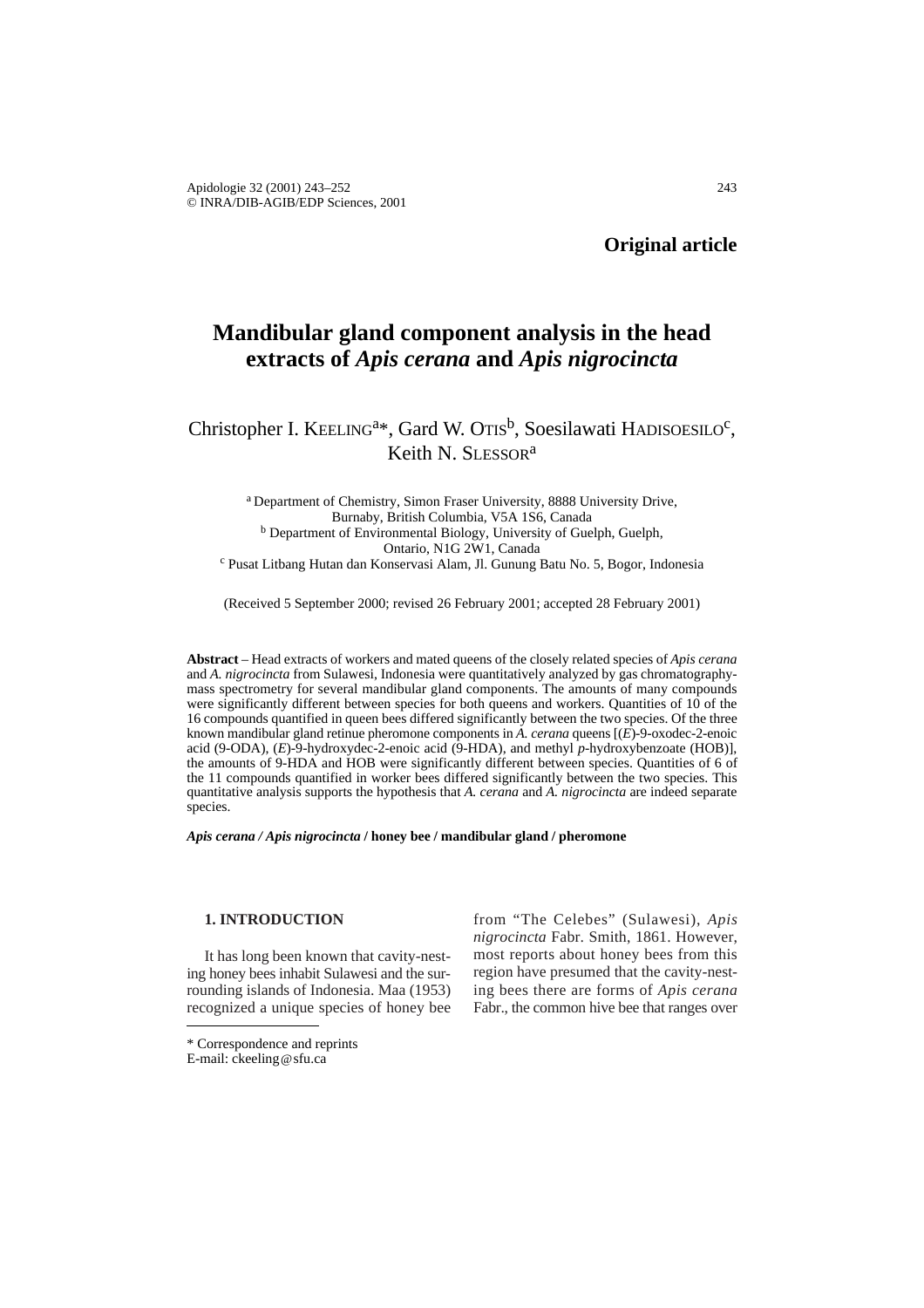Original article

# Mandibular gland component analysis in the head extracts of *Apis cerana* and *Apis nigrocincta*

Christopher I. KEELING[a]*, Gard W. OTIS[b], Soesilawati HADISOESILO[c], Keith N. SLESSOR[a]

[a] Department of Chemistry, Simon Fraser University, 8888 University Drive, Burnaby, British Columbia, V5A 1S6, Canada
[b] Department of Environmental Biology, University of Guelph, Guelph, Ontario, N1G 2W1, Canada
[c] Pusat Litbang Hutan dan Konservasi Alam, Jl. Gunung Batu No. 5, Bogor, Indonesia

(Received 5 September 2000; revised 26 February 2001; accepted 28 February 2001)

**Abstract** – Head extracts of workers and mated queens of the closely related species of *Apis cerana* and *A. nigrocincta* from Sulawesi, Indonesia were quantitatively analyzed by gas chromatography-mass spectrometry for several mandibular gland components. The amounts of many compounds were significantly different between species for both queens and workers. Quantities of 10 of the 16 compounds quantified in queen bees differed significantly between the two species. Of the three known mandibular gland retinue pheromone components in *A. cerana* queens [(*E*)-9-oxodec-2-enoic acid (9-ODA), (*E*)-9-hydroxydec-2-enoic acid (9-HDA), and methyl *p*-hydroxybenzoate (HOB)], the amounts of 9-HDA and HOB were significantly different between species. Quantities of 6 of the 11 compounds quantified in worker bees differed significantly between the two species. This quantitative analysis supports the hypothesis that *A. cerana* and *A. nigrocincta* are indeed separate species.

***Apis cerana / Apis nigrocincta* / honey bee / mandibular gland / pheromone**

## 1. INTRODUCTION

It has long been known that cavity-nesting honey bees inhabit Sulawesi and the surrounding islands of Indonesia. Maa (1953) recognized a unique species of honey bee from "The Celebes" (Sulawesi), *Apis nigrocincta* Fabr. Smith, 1861. However, most reports about honey bees from this region have presumed that the cavity-nesting bees there are forms of *Apis cerana* Fabr., the common hive bee that ranges over

* Correspondence and reprints
E-mail: ckeeling@sfu.ca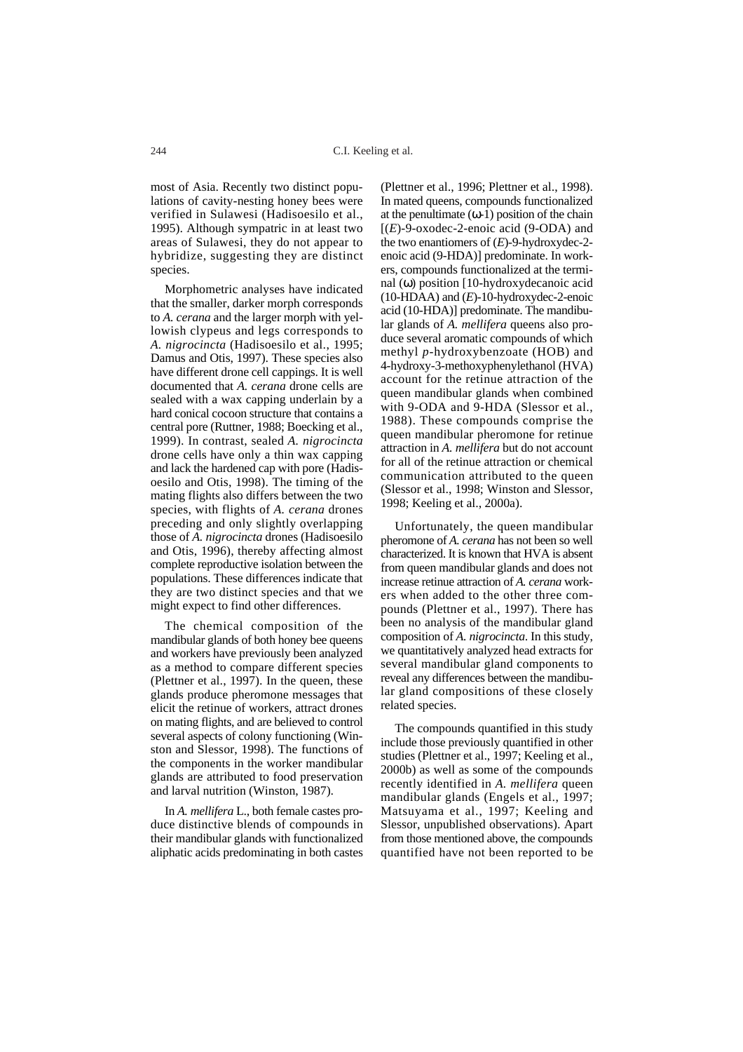most of Asia. Recently two distinct populations of cavity-nesting honey bees were verified in Sulawesi (Hadisoesilo et al., 1995). Although sympatric in at least two areas of Sulawesi, they do not appear to hybridize, suggesting they are distinct species.

Morphometric analyses have indicated that the smaller, darker morph corresponds to *A. cerana* and the larger morph with yellowish clypeus and legs corresponds to *A. nigrocincta* (Hadisoesilo et al., 1995; Damus and Otis, 1997). These species also have different drone cell cappings. It is well documented that *A. cerana* drone cells are sealed with a wax capping underlain by a hard conical cocoon structure that contains a central pore (Ruttner, 1988; Boecking et al., 1999). In contrast, sealed *A. nigrocincta* drone cells have only a thin wax capping and lack the hardened cap with pore (Hadisoesilo and Otis, 1998). The timing of the mating flights also differs between the two species, with flights of *A. cerana* drones preceding and only slightly overlapping those of *A. nigrocincta* drones (Hadisoesilo and Otis, 1996), thereby affecting almost complete reproductive isolation between the populations. These differences indicate that they are two distinct species and that we might expect to find other differences.

The chemical composition of the mandibular glands of both honey bee queens and workers have previously been analyzed as a method to compare different species (Plettner et al., 1997). In the queen, these glands produce pheromone messages that elicit the retinue of workers, attract drones on mating flights, and are believed to control several aspects of colony functioning (Winston and Slessor, 1998). The functions of the components in the worker mandibular glands are attributed to food preservation and larval nutrition (Winston, 1987).

In *A. mellifera* L., both female castes produce distinctive blends of compounds in their mandibular glands with functionalized aliphatic acids predominating in both castes (Plettner et al., 1996; Plettner et al., 1998). In mated queens, compounds functionalized at the penultimate ($\omega$-1) position of the chain [(*E*)-9-oxodec-2-enoic acid (9-ODA) and the two enantiomers of (*E*)-9-hydroxydec-2-enoic acid (9-HDA)] predominate. In workers, compounds functionalized at the terminal ($\omega$) position [10-hydroxydecanoic acid (10-HDAA) and (*E*)-10-hydroxydec-2-enoic acid (10-HDA)] predominate. The mandibular glands of *A. mellifera* queens also produce several aromatic compounds of which methyl *p*-hydroxybenzoate (HOB) and 4-hydroxy-3-methoxyphenylethanol (HVA) account for the retinue attraction of the queen mandibular glands when combined with 9-ODA and 9-HDA (Slessor et al., 1988). These compounds comprise the queen mandibular pheromone for retinue attraction in *A. mellifera* but do not account for all of the retinue attraction or chemical communication attributed to the queen (Slessor et al., 1998; Winston and Slessor, 1998; Keeling et al., 2000a).

Unfortunately, the queen mandibular pheromone of *A. cerana* has not been so well characterized. It is known that HVA is absent from queen mandibular glands and does not increase retinue attraction of *A. cerana* workers when added to the other three compounds (Plettner et al., 1997). There has been no analysis of the mandibular gland composition of *A. nigrocincta*. In this study, we quantitatively analyzed head extracts for several mandibular gland components to reveal any differences between the mandibular gland compositions of these closely related species.

The compounds quantified in this study include those previously quantified in other studies (Plettner et al., 1997; Keeling et al., 2000b) as well as some of the compounds recently identified in *A. mellifera* queen mandibular glands (Engels et al., 1997; Matsuyama et al., 1997; Keeling and Slessor, unpublished observations). Apart from those mentioned above, the compounds quantified have not been reported to be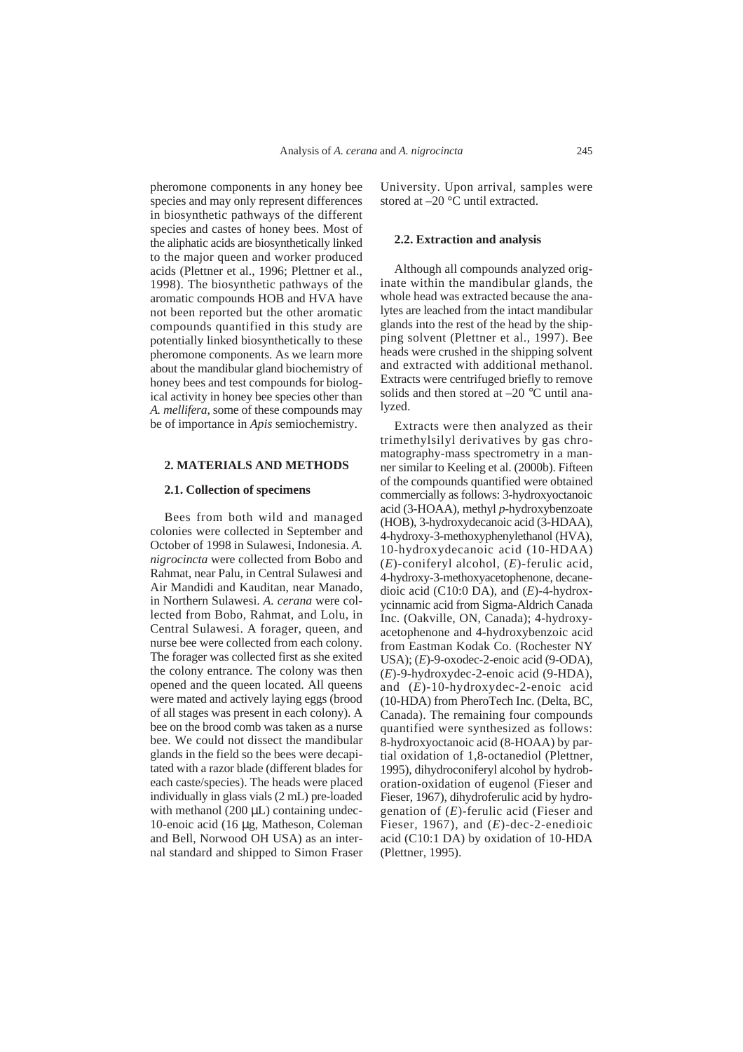pheromone components in any honey bee species and may only represent differences in biosynthetic pathways of the different species and castes of honey bees. Most of the aliphatic acids are biosynthetically linked to the major queen and worker produced acids (Plettner et al., 1996; Plettner et al., 1998). The biosynthetic pathways of the aromatic compounds HOB and HVA have not been reported but the other aromatic compounds quantified in this study are potentially linked biosynthetically to these pheromone components. As we learn more about the mandibular gland biochemistry of honey bees and test compounds for biological activity in honey bee species other than *A. mellifera*, some of these compounds may be of importance in *Apis* semiochemistry.

## 2. MATERIALS AND METHODS

### 2.1. Collection of specimens

Bees from both wild and managed colonies were collected in September and October of 1998 in Sulawesi, Indonesia. *A. nigrocincta* were collected from Bobo and Rahmat, near Palu, in Central Sulawesi and Air Mandidi and Kauditan, near Manado, in Northern Sulawesi. *A. cerana* were collected from Bobo, Rahmat, and Lolu, in Central Sulawesi. A forager, queen, and nurse bee were collected from each colony. The forager was collected first as she exited the colony entrance. The colony was then opened and the queen located. All queens were mated and actively laying eggs (brood of all stages was present in each colony). A bee on the brood comb was taken as a nurse bee. We could not dissect the mandibular glands in the field so the bees were decapitated with a razor blade (different blades for each caste/species). The heads were placed individually in glass vials (2 mL) pre-loaded with methanol (200 μL) containing undec-10-enoic acid (16 μg, Matheson, Coleman and Bell, Norwood OH USA) as an internal standard and shipped to Simon Fraser University. Upon arrival, samples were stored at –20 °C until extracted.

### 2.2. Extraction and analysis

Although all compounds analyzed originate within the mandibular glands, the whole head was extracted because the analytes are leached from the intact mandibular glands into the rest of the head by the shipping solvent (Plettner et al., 1997). Bee heads were crushed in the shipping solvent and extracted with additional methanol. Extracts were centrifuged briefly to remove solids and then stored at –20 °C until analyzed.

Extracts were then analyzed as their trimethylsilyl derivatives by gas chromatography-mass spectrometry in a manner similar to Keeling et al. (2000b). Fifteen of the compounds quantified were obtained commercially as follows: 3-hydroxyoctanoic acid (3-HOAA), methyl *p*-hydroxybenzoate (HOB), 3-hydroxydecanoic acid (3-HDAA), 4-hydroxy-3-methoxyphenylethanol (HVA), 10-hydroxydecanoic acid (10-HDAA) (*E*)-coniferyl alcohol, (*E*)-ferulic acid, 4-hydroxy-3-methoxyacetophenone, decanedioic acid (C10:0 DA), and (*E*)-4-hydroxycinnamic acid from Sigma-Aldrich Canada Inc. (Oakville, ON, Canada); 4-hydroxyacetophenone and 4-hydroxybenzoic acid from Eastman Kodak Co. (Rochester NY USA); (*E*)-9-oxodec-2-enoic acid (9-ODA), (*E*)-9-hydroxydec-2-enoic acid (9-HDA), and (*E*)-10-hydroxydec-2-enoic acid (10-HDA) from PheroTech Inc. (Delta, BC, Canada). The remaining four compounds quantified were synthesized as follows: 8-hydroxyoctanoic acid (8-HOAA) by partial oxidation of 1,8-octanediol (Plettner, 1995), dihydroconiferyl alcohol by hydroboration-oxidation of eugenol (Fieser and Fieser, 1967), dihydroferulic acid by hydrogenation of (*E*)-ferulic acid (Fieser and Fieser, 1967), and (*E*)-dec-2-enedioic acid (C10:1 DA) by oxidation of 10-HDA (Plettner, 1995).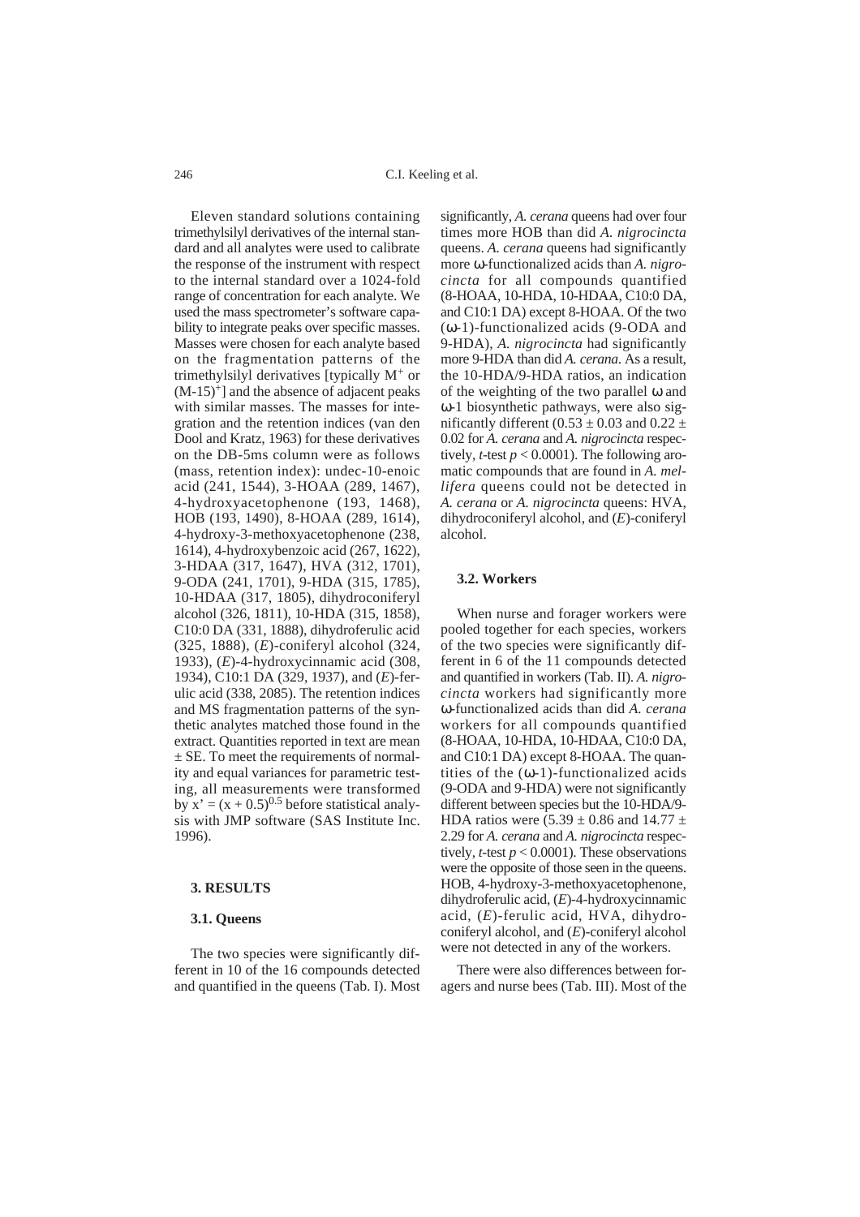Eleven standard solutions containing trimethylsilyl derivatives of the internal standard and all analytes were used to calibrate the response of the instrument with respect to the internal standard over a 1024-fold range of concentration for each analyte. We used the mass spectrometer's software capability to integrate peaks over specific masses. Masses were chosen for each analyte based on the fragmentation patterns of the trimethylsilyl derivatives [typically $M^+$ or $(M-15)^+$] and the absence of adjacent peaks with similar masses. The masses for integration and the retention indices (van den Dool and Kratz, 1963) for these derivatives on the DB-5ms column were as follows (mass, retention index): undec-10-enoic acid (241, 1544), 3-HOAA (289, 1467), 4-hydroxyacetophenone (193, 1468), HOB (193, 1490), 8-HOAA (289, 1614), 4-hydroxy-3-methoxyacetophenone (238, 1614), 4-hydroxybenzoic acid (267, 1622), 3-HDAA (317, 1647), HVA (312, 1701), 9-ODA (241, 1701), 9-HDA (315, 1785), 10-HDAA (317, 1805), dihydroconiferyl alcohol (326, 1811), 10-HDA (315, 1858), C10:0 DA (331, 1888), dihydroferulic acid (325, 1888), (*E*)-coniferyl alcohol (324, 1933), (*E*)-4-hydroxycinnamic acid (308, 1934), C10:1 DA (329, 1937), and (*E*)-ferulic acid (338, 2085). The retention indices and MS fragmentation patterns of the synthetic analytes matched those found in the extract. Quantities reported in text are mean ± SE. To meet the requirements of normality and equal variances for parametric testing, all measurements were transformed by $x' = (x + 0.5)^{0.5}$ before statistical analysis with JMP software (SAS Institute Inc. 1996).

## 3. RESULTS

### 3.1. Queens

The two species were significantly different in 10 of the 16 compounds detected and quantified in the queens (Tab. I). Most significantly, *A. cerana* queens had over four times more HOB than did *A. nigrocincta* queens. *A. cerana* queens had significantly more ω-functionalized acids than *A. nigrocincta* for all compounds quantified (8-HOAA, 10-HDA, 10-HDAA, C10:0 DA, and C10:1 DA) except 8-HOAA. Of the two (ω-1)-functionalized acids (9-ODA and 9-HDA), *A. nigrocincta* had significantly more 9-HDA than did *A. cerana*. As a result, the 10-HDA/9-HDA ratios, an indication of the weighting of the two parallel ω and ω-1 biosynthetic pathways, were also significantly different (0.53 ± 0.03 and 0.22 ± 0.02 for *A. cerana* and *A. nigrocincta* respectively, *t*-test $p < 0.0001$). The following aromatic compounds that are found in *A. mellifera* queens could not be detected in *A. cerana* or *A. nigrocincta* queens: HVA, dihydroconiferyl alcohol, and (*E*)-coniferyl alcohol.

### 3.2. Workers

When nurse and forager workers were pooled together for each species, workers of the two species were significantly different in 6 of the 11 compounds detected and quantified in workers (Tab. II). *A. nigrocincta* workers had significantly more ω-functionalized acids than did *A. cerana* workers for all compounds quantified (8-HOAA, 10-HDA, 10-HDAA, C10:0 DA, and C10:1 DA) except 8-HOAA. The quantities of the (ω-1)-functionalized acids (9-ODA and 9-HDA) were not significantly different between species but the 10-HDA/9-HDA ratios were (5.39 ± 0.86 and 14.77 ± 2.29 for *A. cerana* and *A. nigrocincta* respectively, *t*-test $p < 0.0001$). These observations were the opposite of those seen in the queens. HOB, 4-hydroxy-3-methoxyacetophenone, dihydroferulic acid, (*E*)-4-hydroxycinnamic acid, (*E*)-ferulic acid, HVA, dihydroconiferyl alcohol, and (*E*)-coniferyl alcohol were not detected in any of the workers.

There were also differences between foragers and nurse bees (Tab. III). Most of the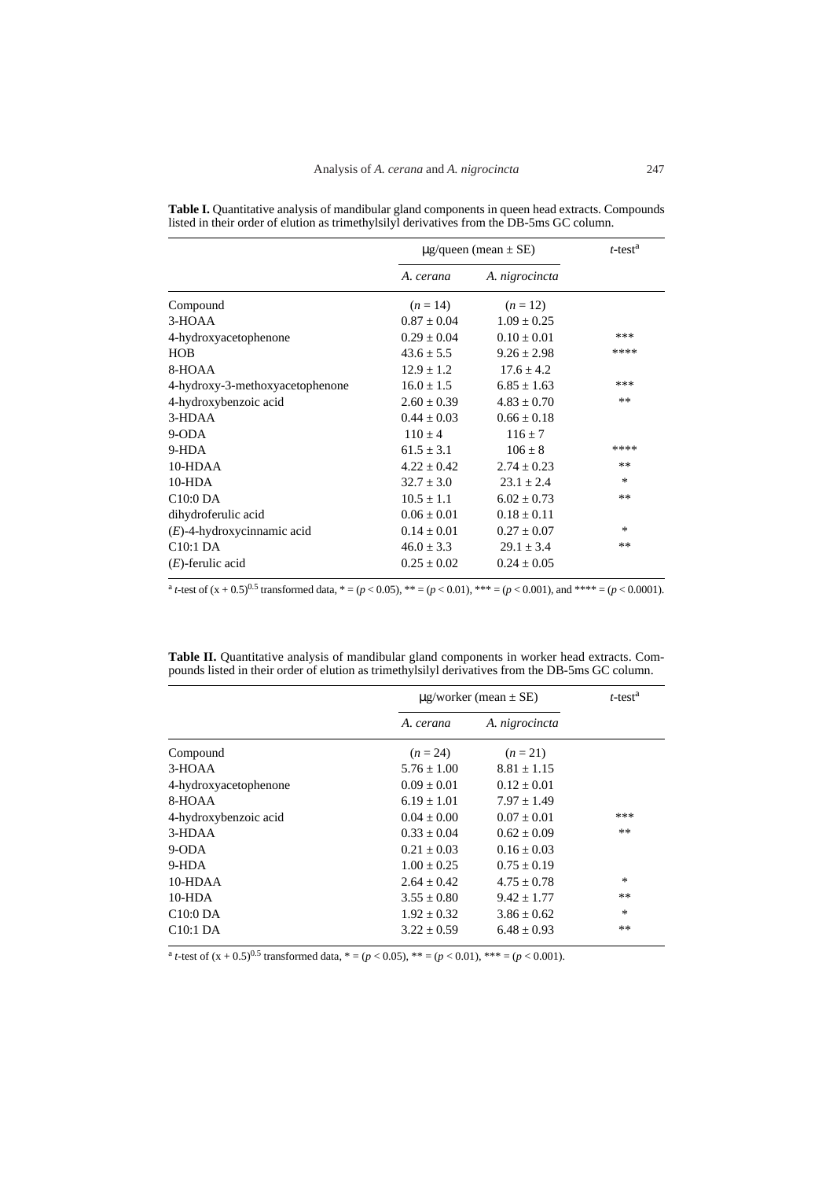**Table I.** Quantitative analysis of mandibular gland components in queen head extracts. Compounds listed in their order of elution as trimethylsilyl derivatives from the DB-5ms GC column.

| | μg/queen (mean ± SE) | | *t*-test[a] |
|---|---|---|---|
| | *A. cerana* | *A. nigrocincta* | |
| Compound | ($n$ = 14) | ($n$ = 12) | |
| 3-HOAA | 0.87 ± 0.04 | 1.09 ± 0.25 | |
| 4-hydroxyacetophenone | 0.29 ± 0.04 | 0.10 ± 0.01 | *** |
| HOB | 43.6 ± 5.5 | 9.26 ± 2.98 | **** |
| 8-HOAA | 12.9 ± 1.2 | 17.6 ± 4.2 | |
| 4-hydroxy-3-methoxyacetophenone | 16.0 ± 1.5 | 6.85 ± 1.63 | *** |
| 4-hydroxybenzoic acid | 2.60 ± 0.39 | 4.83 ± 0.70 | ** |
| 3-HDAA | 0.44 ± 0.03 | 0.66 ± 0.18 | |
| 9-ODA | 110 ± 4 | 116 ± 7 | |
| 9-HDA | 61.5 ± 3.1 | 106 ± 8 | **** |
| 10-HDAA | 4.22 ± 0.42 | 2.74 ± 0.23 | ** |
| 10-HDA | 32.7 ± 3.0 | 23.1 ± 2.4 | * |
| C10:0 DA | 10.5 ± 1.1 | 6.02 ± 0.73 | ** |
| dihydroferulic acid | 0.06 ± 0.01 | 0.18 ± 0.11 | |
| (*E*)-4-hydroxycinnamic acid | 0.14 ± 0.01 | 0.27 ± 0.07 | * |
| C10:1 DA | 46.0 ± 3.3 | 29.1 ± 3.4 | ** |
| (*E*)-ferulic acid | 0.25 ± 0.02 | 0.24 ± 0.05 | |

[a] *t*-test of $(x + 0.5)^{0.5}$ transformed data, * = ($p < 0.05$), ** = ($p < 0.01$), *** = ($p < 0.001$), and **** = ($p < 0.0001$).

**Table II.** Quantitative analysis of mandibular gland components in worker head extracts. Compounds listed in their order of elution as trimethylsilyl derivatives from the DB-5ms GC column.

| | μg/worker (mean ± SE) | | *t*-test[a] |
|---|---|---|---|
| | *A. cerana* | *A. nigrocincta* | |
| Compound | ($n$ = 24) | ($n$ = 21) | |
| 3-HOAA | 5.76 ± 1.00 | 8.81 ± 1.15 | |
| 4-hydroxyacetophenone | 0.09 ± 0.01 | 0.12 ± 0.01 | |
| 8-HOAA | 6.19 ± 1.01 | 7.97 ± 1.49 | |
| 4-hydroxybenzoic acid | 0.04 ± 0.00 | 0.07 ± 0.01 | *** |
| 3-HDAA | 0.33 ± 0.04 | 0.62 ± 0.09 | ** |
| 9-ODA | 0.21 ± 0.03 | 0.16 ± 0.03 | |
| 9-HDA | 1.00 ± 0.25 | 0.75 ± 0.19 | |
| 10-HDAA | 2.64 ± 0.42 | 4.75 ± 0.78 | * |
| 10-HDA | 3.55 ± 0.80 | 9.42 ± 1.77 | ** |
| C10:0 DA | 1.92 ± 0.32 | 3.86 ± 0.62 | * |
| C10:1 DA | 3.22 ± 0.59 | 6.48 ± 0.93 | ** |

[a] *t*-test of $(x + 0.5)^{0.5}$ transformed data, * = ($p < 0.05$), ** = ($p < 0.01$), *** = ($p < 0.001$).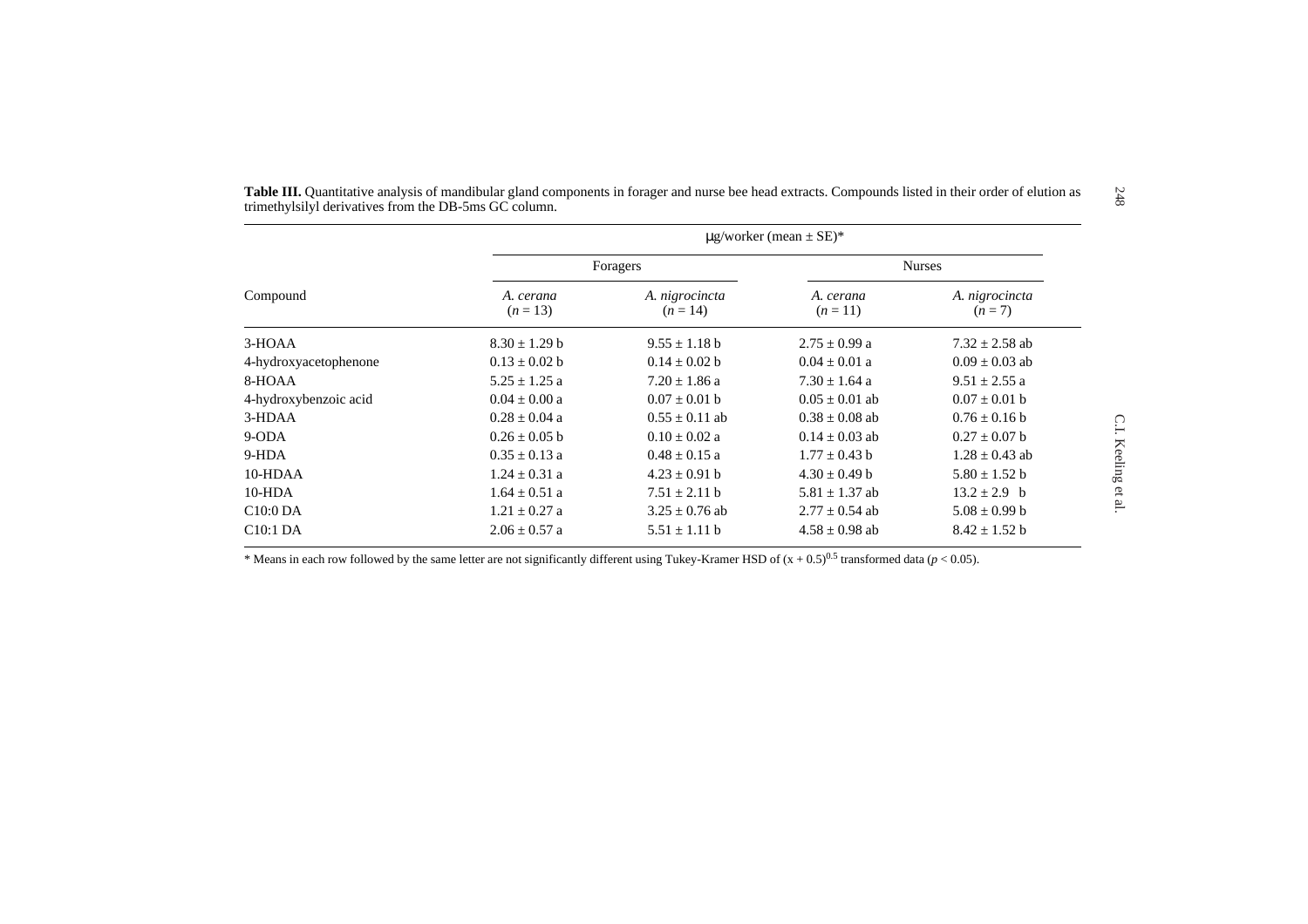**Table III.** Quantitative analysis of mandibular gland components in forager and nurse bee head extracts. Compounds listed in their order of elution as trimethylsilyl derivatives from the DB-5ms GC column.

| Compound | μg/worker (mean ± SE)* | | | |
|---|---|---|---|---|
| | Foragers | | Nurses | |
| | *A. cerana* ($n = 13$) | *A. nigrocincta* ($n = 14$) | *A. cerana* ($n = 11$) | *A. nigrocincta* ($n = 7$) |
| 3-HOAA | 8.30 ± 1.29 b | 9.55 ± 1.18 b | 2.75 ± 0.99 a | 7.32 ± 2.58 ab |
| 4-hydroxyacetophenone | 0.13 ± 0.02 b | 0.14 ± 0.02 b | 0.04 ± 0.01 a | 0.09 ± 0.03 ab |
| 8-HOAA | 5.25 ± 1.25 a | 7.20 ± 1.86 a | 7.30 ± 1.64 a | 9.51 ± 2.55 a |
| 4-hydroxybenzoic acid | 0.04 ± 0.00 a | 0.07 ± 0.01 b | 0.05 ± 0.01 ab | 0.07 ± 0.01 b |
| 3-HDAA | 0.28 ± 0.04 a | 0.55 ± 0.11 ab | 0.38 ± 0.08 ab | 0.76 ± 0.16 b |
| 9-ODA | 0.26 ± 0.05 b | 0.10 ± 0.02 a | 0.14 ± 0.03 ab | 0.27 ± 0.07 b |
| 9-HDA | 0.35 ± 0.13 a | 0.48 ± 0.15 a | 1.77 ± 0.43 b | 1.28 ± 0.43 ab |
| 10-HDAA | 1.24 ± 0.31 a | 4.23 ± 0.91 b | 4.30 ± 0.49 b | 5.80 ± 1.52 b |
| 10-HDA | 1.64 ± 0.51 a | 7.51 ± 2.11 b | 5.81 ± 1.37 ab | 13.2 ± 2.9 b |
| C10:0 DA | 1.21 ± 0.27 a | 3.25 ± 0.76 ab | 2.77 ± 0.54 ab | 5.08 ± 0.99 b |
| C10:1 DA | 2.06 ± 0.57 a | 5.51 ± 1.11 b | 4.58 ± 0.98 ab | 8.42 ± 1.52 b |

\* Means in each row followed by the same letter are not significantly different using Tukey-Kramer HSD of $(x + 0.5)^{0.5}$ transformed data ($p < 0.05$).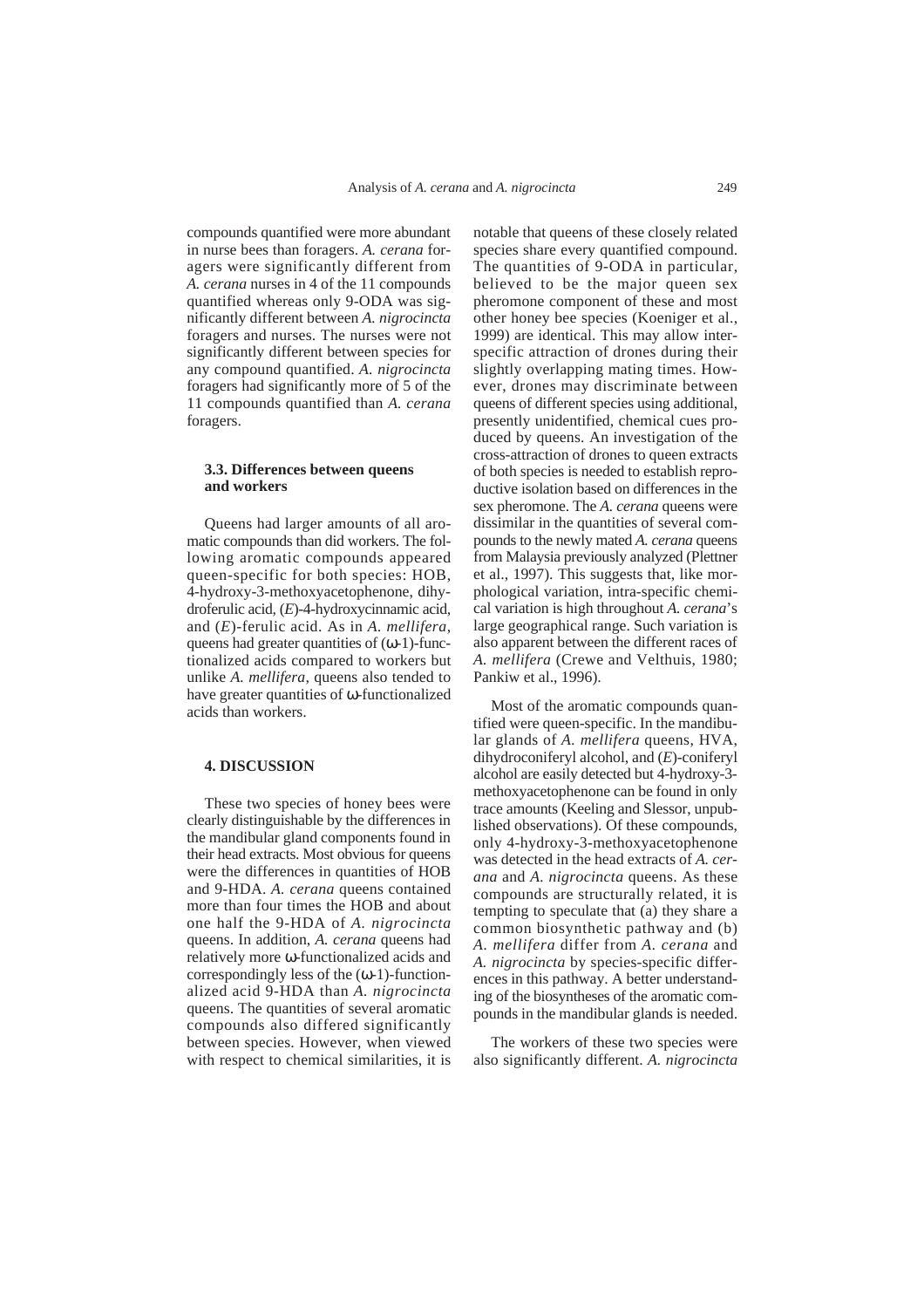compounds quantified were more abundant in nurse bees than foragers. *A. cerana* foragers were significantly different from *A. cerana* nurses in 4 of the 11 compounds quantified whereas only 9-ODA was significantly different between *A. nigrocincta* foragers and nurses. The nurses were not significantly different between species for any compound quantified. *A. nigrocincta* foragers had significantly more of 5 of the 11 compounds quantified than *A. cerana* foragers.

### 3.3. Differences between queens and workers

Queens had larger amounts of all aromatic compounds than did workers. The following aromatic compounds appeared queen-specific for both species: HOB, 4-hydroxy-3-methoxyacetophenone, dihydroferulic acid, (*E*)-4-hydroxycinnamic acid, and (*E*)-ferulic acid. As in *A. mellifera*, queens had greater quantities of ($\omega$-1)-functionalized acids compared to workers but unlike *A. mellifera*, queens also tended to have greater quantities of $\omega$-functionalized acids than workers.

## 4. DISCUSSION

These two species of honey bees were clearly distinguishable by the differences in the mandibular gland components found in their head extracts. Most obvious for queens were the differences in quantities of HOB and 9-HDA. *A. cerana* queens contained more than four times the HOB and about one half the 9-HDA of *A. nigrocincta* queens. In addition, *A. cerana* queens had relatively more $\omega$-functionalized acids and correspondingly less of the ($\omega$-1)-functionalized acid 9-HDA than *A. nigrocincta* queens. The quantities of several aromatic compounds also differed significantly between species. However, when viewed with respect to chemical similarities, it is notable that queens of these closely related species share every quantified compound. The quantities of 9-ODA in particular, believed to be the major queen sex pheromone component of these and most other honey bee species (Koeniger et al., 1999) are identical. This may allow interspecific attraction of drones during their slightly overlapping mating times. However, drones may discriminate between queens of different species using additional, presently unidentified, chemical cues produced by queens. An investigation of the cross-attraction of drones to queen extracts of both species is needed to establish reproductive isolation based on differences in the sex pheromone. The *A. cerana* queens were dissimilar in the quantities of several compounds to the newly mated *A. cerana* queens from Malaysia previously analyzed (Plettner et al., 1997). This suggests that, like morphological variation, intra-specific chemical variation is high throughout *A. cerana*'s large geographical range. Such variation is also apparent between the different races of *A. mellifera* (Crewe and Velthuis, 1980; Pankiw et al., 1996).

Most of the aromatic compounds quantified were queen-specific. In the mandibular glands of *A. mellifera* queens, HVA, dihydroconiferyl alcohol, and (*E*)-coniferyl alcohol are easily detected but 4-hydroxy-3-methoxyacetophenone can be found in only trace amounts (Keeling and Slessor, unpublished observations). Of these compounds, only 4-hydroxy-3-methoxyacetophenone was detected in the head extracts of *A. cerana* and *A. nigrocincta* queens. As these compounds are structurally related, it is tempting to speculate that (a) they share a common biosynthetic pathway and (b) *A. mellifera* differ from *A. cerana* and *A. nigrocincta* by species-specific differences in this pathway. A better understanding of the biosyntheses of the aromatic compounds in the mandibular glands is needed.

The workers of these two species were also significantly different. *A. nigrocincta*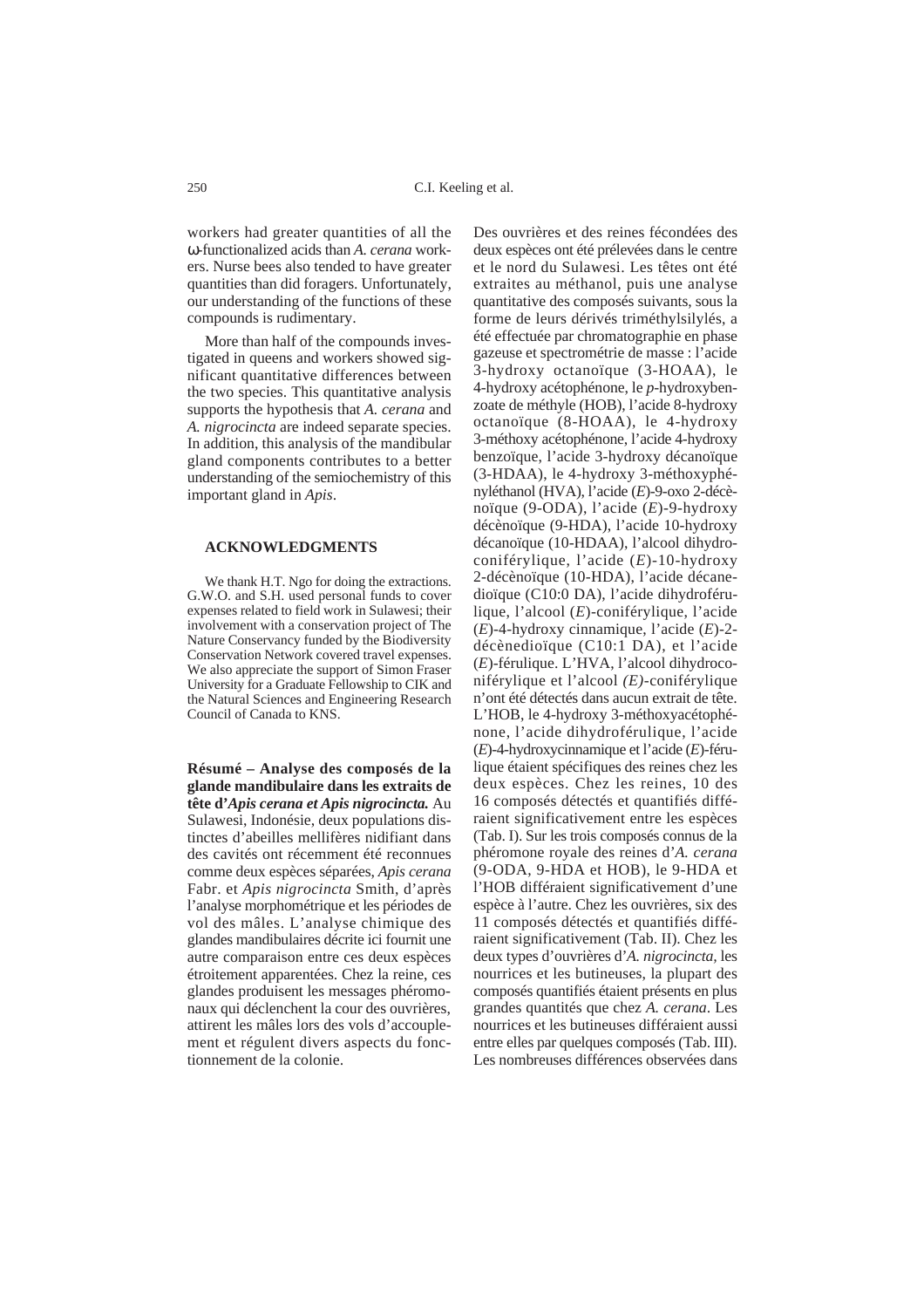workers had greater quantities of all the ω-functionalized acids than *A. cerana* workers. Nurse bees also tended to have greater quantities than did foragers. Unfortunately, our understanding of the functions of these compounds is rudimentary.

More than half of the compounds investigated in queens and workers showed significant quantitative differences between the two species. This quantitative analysis supports the hypothesis that *A. cerana* and *A. nigrocincta* are indeed separate species. In addition, this analysis of the mandibular gland components contributes to a better understanding of the semiochemistry of this important gland in *Apis*.

## ACKNOWLEDGMENTS

We thank H.T. Ngo for doing the extractions. G.W.O. and S.H. used personal funds to cover expenses related to field work in Sulawesi; their involvement with a conservation project of The Nature Conservancy funded by the Biodiversity Conservation Network covered travel expenses. We also appreciate the support of Simon Fraser University for a Graduate Fellowship to CIK and the Natural Sciences and Engineering Research Council of Canada to KNS.

**Résumé – Analyse des composés de la glande mandibulaire dans les extraits de tête d'*Apis cerana et Apis nigrocincta*.** Au Sulawesi, Indonésie, deux populations distinctes d'abeilles mellifères nidifiant dans des cavités ont récemment été reconnues comme deux espèces séparées, *Apis cerana* Fabr. et *Apis nigrocincta* Smith, d'après l'analyse morphométrique et les périodes de vol des mâles. L'analyse chimique des glandes mandibulaires décrite ici fournit une autre comparaison entre ces deux espèces étroitement apparentées. Chez la reine, ces glandes produisent les messages phéromonaux qui déclenchent la cour des ouvrières, attirent les mâles lors des vols d'accouplement et régulent divers aspects du fonctionnement de la colonie.

Des ouvrières et des reines fécondées des deux espèces ont été prélevées dans le centre et le nord du Sulawesi. Les têtes ont été extraites au méthanol, puis une analyse quantitative des composés suivants, sous la forme de leurs dérivés triméthylsilylés, a été effectuée par chromatographie en phase gazeuse et spectrométrie de masse : l'acide 3-hydroxy octanoïque (3-HOAA), le 4-hydroxy acétophénone, le *p*-hydroxybenzoate de méthyle (HOB), l'acide 8-hydroxy octanoïque (8-HOAA), le 4-hydroxy 3-méthoxy acétophénone, l'acide 4-hydroxy benzoïque, l'acide 3-hydroxy décanoïque (3-HDAA), le 4-hydroxy 3-méthoxyphényléthanol (HVA), l'acide (*E*)-9-oxo 2-décènoïque (9-ODA), l'acide (*E*)-9-hydroxy décènoïque (9-HDA), l'acide 10-hydroxy décanoïque (10-HDAA), l'alcool dihydroconiférylique, l'acide (*E*)-10-hydroxy 2-décènoïque (10-HDA), l'acide décanedioïque (C10:0 DA), l'acide dihydroférulique, l'alcool (*E*)-coniférylique, l'acide (*E*)-4-hydroxy cinnamique, l'acide (*E*)-2-décènedioïque (C10:1 DA), et l'acide (*E*)-férulique. L'HVA, l'alcool dihydroconiférylique et l'alcool *(E)*-coniférylique n'ont été détectés dans aucun extrait de tête. L'HOB, le 4-hydroxy 3-méthoxyacétophénone, l'acide dihydroférulique, l'acide (*E*)-4-hydroxycinnamique et l'acide (*E*)-férulique étaient spécifiques des reines chez les deux espèces. Chez les reines, 10 des 16 composés détectés et quantifiés différaient significativement entre les espèces (Tab. I). Sur les trois composés connus de la phéromone royale des reines d'*A. cerana* (9-ODA, 9-HDA et HOB), le 9-HDA et l'HOB différaient significativement d'une espèce à l'autre. Chez les ouvrières, six des 11 composés détectés et quantifiés différaient significativement (Tab. II). Chez les deux types d'ouvrières d'*A. nigrocincta,* les nourrices et les butineuses, la plupart des composés quantifiés étaient présents en plus grandes quantités que chez *A. cerana*. Les nourrices et les butineuses différaient aussi entre elles par quelques composés (Tab. III). Les nombreuses différences observées dans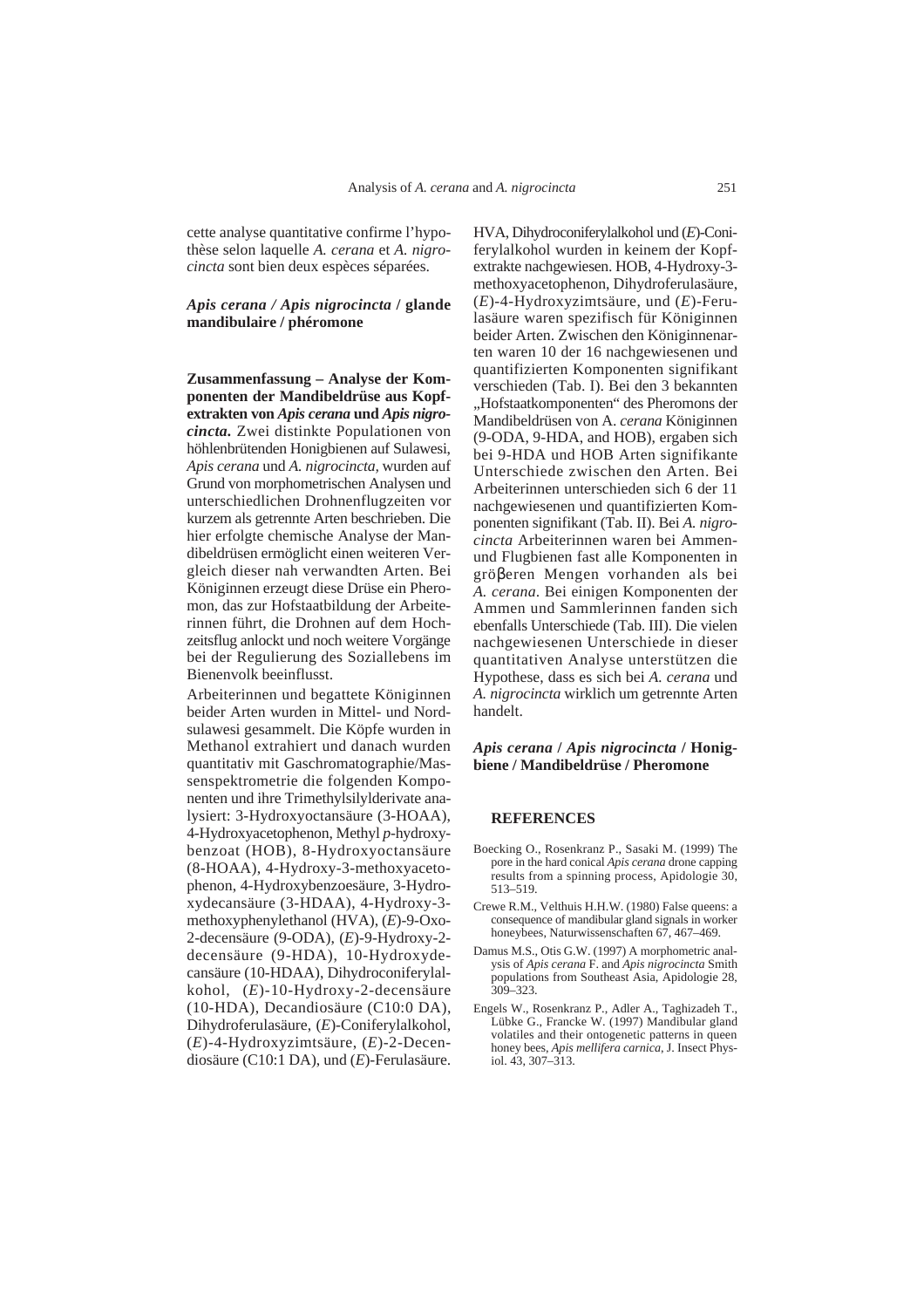cette analyse quantitative confirme l'hypothèse selon laquelle *A. cerana* et *A. nigrocincta* sont bien deux espèces séparées.

***Apis cerana / Apis nigrocincta* / glande mandibulaire / phéromone**

**Zusammenfassung – Analyse der Komponenten der Mandibeldrüse aus Kopfextrakten von *Apis cerana* und *Apis nigrocincta*.** Zwei distinkte Populationen von höhlenbrütenden Honigbienen auf Sulawesi, *Apis cerana* und *A. nigrocincta,* wurden auf Grund von morphometrischen Analysen und unterschiedlichen Drohnenflugzeiten vor kurzem als getrennte Arten beschrieben. Die hier erfolgte chemische Analyse der Mandibeldrüsen ermöglicht einen weiteren Vergleich dieser nah verwandten Arten. Bei Königinnen erzeugt diese Drüse ein Pheromon, das zur Hofstaatbildung der Arbeiterinnen führt, die Drohnen auf dem Hochzeitsflug anlockt und noch weitere Vorgänge bei der Regulierung des Soziallebens im Bienenvolk beeinflusst.

Arbeiterinnen und begattete Königinnen beider Arten wurden in Mittel- und Nordsulawesi gesammelt. Die Köpfe wurden in Methanol extrahiert und danach wurden quantitativ mit Gaschromatographie/Massenspektrometrie die folgenden Komponenten und ihre Trimethylsilylderivate analysiert: 3-Hydroxyoctansäure (3-HOAA), 4-Hydroxyacetophenon, Methyl *p*-hydroxybenzoat (HOB), 8-Hydroxyoctansäure (8-HOAA), 4-Hydroxy-3-methoxyacetophenon, 4-Hydroxybenzoesäure, 3-Hydroxydecansäure (3-HDAA), 4-Hydroxy-3-methoxyphenylethanol (HVA), (*E*)-9-Oxo-2-decensäure (9-ODA), (*E*)-9-Hydroxy-2-decensäure (9-HDA), 10-Hydroxydecansäure (10-HDAA), Dihydroconiferylalkohol, (*E*)-10-Hydroxy-2-decensäure (10-HDA), Decandiosäure (C10:0 DA), Dihydroferulasäure, (*E*)-Coniferylalkohol, (*E*)-4-Hydroxyzimtsäure, (*E*)-2-Decendiosäure (C10:1 DA), und (*E*)-Ferulasäure. HVA, Dihydroconiferylalkohol und (*E*)-Coniferylalkohol wurden in keinem der Kopfextrakte nachgewiesen. HOB, 4-Hydroxy-3-methoxyacetophenon, Dihydroferulasäure, (*E*)-4-Hydroxyzimtsäure, und (*E*)-Ferulasäure waren spezifisch für Königinnen beider Arten. Zwischen den Königinnenarten waren 10 der 16 nachgewiesenen und quantifizierten Komponenten signifikant verschieden (Tab. I). Bei den 3 bekannten „Hofstaatkomponenten" des Pheromons der Mandibeldrüsen von A. *cerana* Königinnen (9-ODA, 9-HDA, and HOB), ergaben sich bei 9-HDA und HOB Arten signifikante Unterschiede zwischen den Arten. Bei Arbeiterinnen unterschieden sich 6 der 11 nachgewiesenen und quantifizierten Komponenten signifikant (Tab. II). Bei *A. nigrocincta* Arbeiterinnen waren bei Ammen- und Flugbienen fast alle Komponenten in gröβeren Mengen vorhanden als bei *A. cerana*. Bei einigen Komponenten der Ammen und Sammlerinnen fanden sich ebenfalls Unterschiede (Tab. III). Die vielen nachgewiesenen Unterschiede in dieser quantitativen Analyse unterstützen die Hypothese, dass es sich bei *A. cerana* und *A. nigrocincta* wirklich um getrennte Arten handelt.

***Apis cerana* / *Apis nigrocincta* / Honigbiene / Mandibeldrüse / Pheromone**

## REFERENCES

Boecking O., Rosenkranz P., Sasaki M. (1999) The pore in the hard conical *Apis cerana* drone capping results from a spinning process, Apidologie 30, 513–519.

Crewe R.M., Velthuis H.H.W. (1980) False queens: a consequence of mandibular gland signals in worker honeybees, Naturwissenschaften 67, 467–469.

Damus M.S., Otis G.W. (1997) A morphometric analysis of *Apis cerana* F. and *Apis nigrocincta* Smith populations from Southeast Asia, Apidologie 28, 309–323.

Engels W., Rosenkranz P., Adler A., Taghizadeh T., Lübke G., Francke W. (1997) Mandibular gland volatiles and their ontogenetic patterns in queen honey bees, *Apis mellifera carnica*, J. Insect Physiol. 43, 307–313.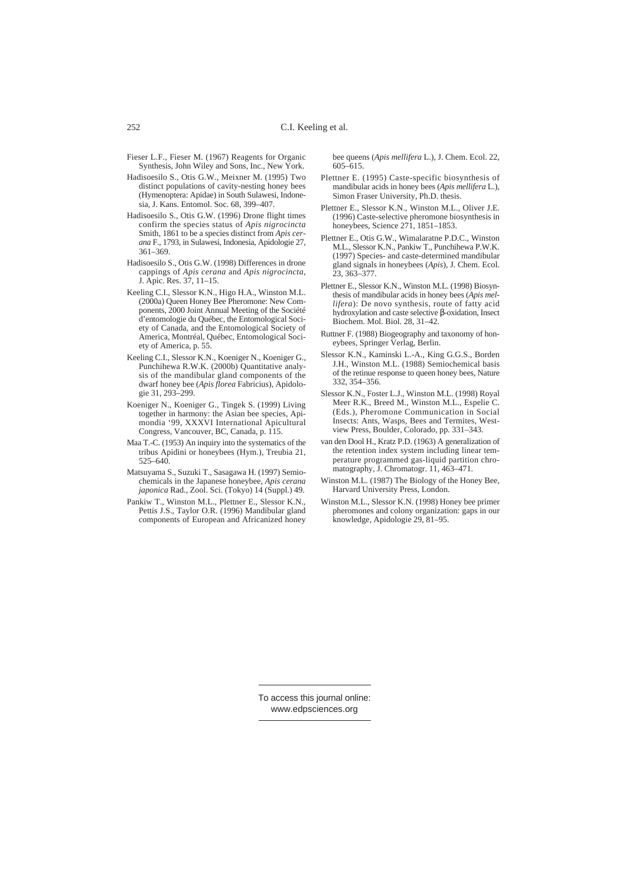Fieser L.F., Fieser M. (1967) Reagents for Organic Synthesis, John Wiley and Sons, Inc., New York.

Hadisoesilo S., Otis G.W., Meixner M. (1995) Two distinct populations of cavity-nesting honey bees (Hymenoptera: Apidae) in South Sulawesi, Indonesia, J. Kans. Entomol. Soc. 68, 399–407.

Hadisoesilo S., Otis G.W. (1996) Drone flight times confirm the species status of *Apis nigrocincta* Smith, 1861 to be a species distinct from *Apis cerana* F., 1793, in Sulawesi, Indonesia, Apidologie 27, 361–369.

Hadisoesilo S., Otis G.W. (1998) Differences in drone cappings of *Apis cerana* and *Apis nigrocincta*, J. Apic. Res. 37, 11–15.

Keeling C.I., Slessor K.N., Higo H.A., Winston M.L. (2000a) Queen Honey Bee Pheromone: New Components, 2000 Joint Annual Meeting of the Société d'entomologie du Québec, the Entomological Society of Canada, and the Entomological Society of America, Montréal, Québec, Entomological Society of America, p. 55.

Keeling C.I., Slessor K.N., Koeniger N., Koeniger G., Punchihewa R.W.K. (2000b) Quantitative analysis of the mandibular gland components of the dwarf honey bee (*Apis florea* Fabricius), Apidologie 31, 293–299.

Koeniger N., Koeniger G., Tingek S. (1999) Living together in harmony: the Asian bee species, Apimondia '99, XXXVI International Apicultural Congress, Vancouver, BC, Canada, p. 115.

Maa T.-C. (1953) An inquiry into the systematics of the tribus Apidini or honeybees (Hym.), Treubia 21, 525–640.

Matsuyama S., Suzuki T., Sasagawa H. (1997) Semiochemicals in the Japanese honeybee, *Apis cerana japonica* Rad., Zool. Sci. (Tokyo) 14 (Suppl.) 49.

Pankiw T., Winston M.L., Plettner E., Slessor K.N., Pettis J.S., Taylor O.R. (1996) Mandibular gland components of European and Africanized honey bee queens (*Apis mellifera* L.), J. Chem. Ecol. 22, 605–615.

Plettner E. (1995) Caste-specific biosynthesis of mandibular acids in honey bees (*Apis mellifera* L.), Simon Fraser University, Ph.D. thesis.

Plettner E., Slessor K.N., Winston M.L., Oliver J.E. (1996) Caste-selective pheromone biosynthesis in honeybees, Science 271, 1851–1853.

Plettner E., Otis G.W., Wimalaratne P.D.C., Winston M.L., Slessor K.N., Pankiw T., Punchihewa P.W.K. (1997) Species- and caste-determined mandibular gland signals in honeybees (*Apis*), J. Chem. Ecol. 23, 363–377.

Plettner E., Slessor K.N., Winston M.L. (1998) Biosynthesis of mandibular acids in honey bees (*Apis mellifera*): De novo synthesis, route of fatty acid hydroxylation and caste selective β-oxidation, Insect Biochem. Mol. Biol. 28, 31–42.

Ruttner F. (1988) Biogeography and taxonomy of honeybees, Springer Verlag, Berlin.

Slessor K.N., Kaminski L.-A., King G.G.S., Borden J.H., Winston M.L. (1988) Semiochemical basis of the retinue response to queen honey bees, Nature 332, 354–356.

Slessor K.N., Foster L.J., Winston M.L. (1998) Royal Meer R.K., Breed M., Winston M.L., Espelie C. (Eds.), Pheromone Communication in Social Insects: Ants, Wasps, Bees and Termites, Westview Press, Boulder, Colorado, pp. 331–343.

van den Dool H., Kratz P.D. (1963) A generalization of the retention index system including linear temperature programmed gas-liquid partition chromatography, J. Chromatogr. 11, 463–471.

Winston M.L. (1987) The Biology of the Honey Bee, Harvard University Press, London.

Winston M.L., Slessor K.N. (1998) Honey bee primer pheromones and colony organization: gaps in our knowledge, Apidologie 29, 81–95.

To access this journal online:
www.edpsciences.org